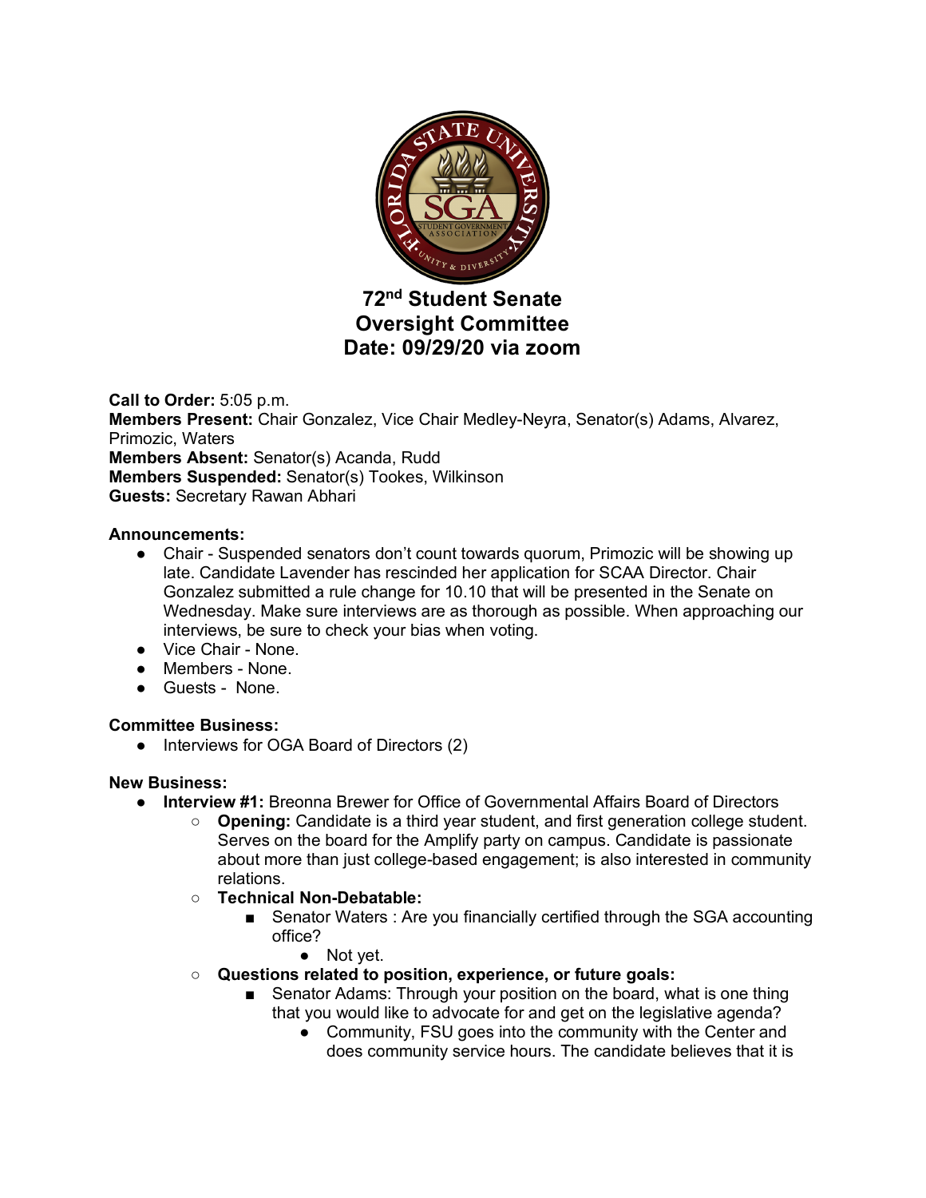# 72nd Student Senate
## Oversight Committee
## Date: 09/29/20 via zoom

**Call to Order:** 5:05 p.m.
**Members Present:** Chair Gonzalez, Vice Chair Medley-Neyra, Senator(s) Adams, Alvarez, Primozic, Waters
**Members Absent:** Senator(s) Acanda, Rudd
**Members Suspended:** Senator(s) Tookes, Wilkinson
**Guests:** Secretary Rawan Abhari

**Announcements:**

- Chair - Suspended senators don't count towards quorum, Primozic will be showing up late. Candidate Lavender has rescinded her application for SCAA Director. Chair Gonzalez submitted a rule change for 10.10 that will be presented in the Senate on Wednesday. Make sure interviews are as thorough as possible. When approaching our interviews, be sure to check your bias when voting.
- Vice Chair - None.
- Members - None.
- Guests - None.

**Committee Business:**

- Interviews for OGA Board of Directors (2)

**New Business:**

- **Interview #1:** Breonna Brewer for Office of Governmental Affairs Board of Directors
  - **Opening:** Candidate is a third year student, and first generation college student. Serves on the board for the Amplify party on campus. Candidate is passionate about more than just college-based engagement; is also interested in community relations.
  - **Technical Non-Debatable:**
    - Senator Waters : Are you financially certified through the SGA accounting office?
      - Not yet.
  - **Questions related to position, experience, or future goals:**
    - Senator Adams: Through your position on the board, what is one thing that you would like to advocate for and get on the legislative agenda?
      - Community, FSU goes into the community with the Center and does community service hours. The candidate believes that it is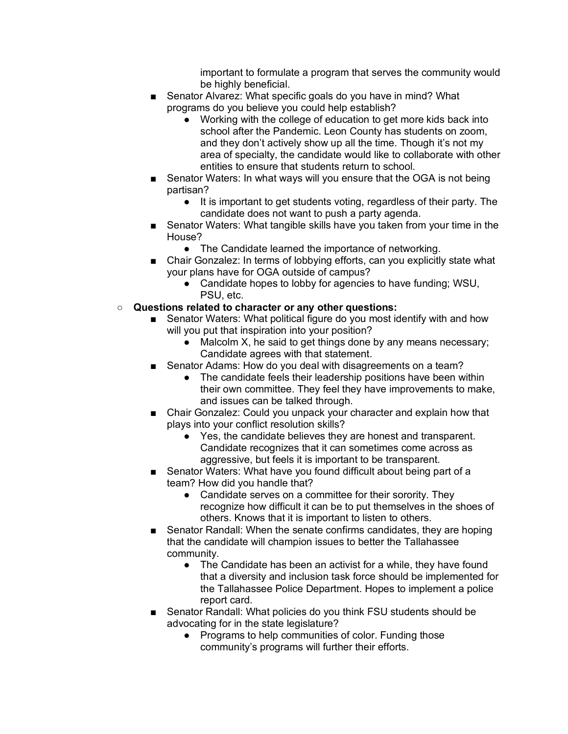important to formulate a program that serves the community would be highly beneficial.

        - Senator Alvarez: What specific goals do you have in mind? What programs do you believe you could help establish?
            - Working with the college of education to get more kids back into school after the Pandemic. Leon County has students on zoom, and they don't actively show up all the time. Though it's not my area of specialty, the candidate would like to collaborate with other entities to ensure that students return to school.
        - Senator Waters: In what ways will you ensure that the OGA is not being partisan?
            - It is important to get students voting, regardless of their party. The candidate does not want to push a party agenda.
        - Senator Waters: What tangible skills have you taken from your time in the House?
            - The Candidate learned the importance of networking.
        - Chair Gonzalez: In terms of lobbying efforts, can you explicitly state what your plans have for OGA outside of campus?
            - Candidate hopes to lobby for agencies to have funding; WSU, PSU, etc.
    - **Questions related to character or any other questions:**
        - Senator Waters: What political figure do you most identify with and how will you put that inspiration into your position?
            - Malcolm X, he said to get things done by any means necessary; Candidate agrees with that statement.
        - Senator Adams: How do you deal with disagreements on a team?
            - The candidate feels their leadership positions have been within their own committee. They feel they have improvements to make, and issues can be talked through.
        - Chair Gonzalez: Could you unpack your character and explain how that plays into your conflict resolution skills?
            - Yes, the candidate believes they are honest and transparent. Candidate recognizes that it can sometimes come across as aggressive, but feels it is important to be transparent.
        - Senator Waters: What have you found difficult about being part of a team? How did you handle that?
            - Candidate serves on a committee for their sorority. They recognize how difficult it can be to put themselves in the shoes of others. Knows that it is important to listen to others.
        - Senator Randall: When the senate confirms candidates, they are hoping that the candidate will champion issues to better the Tallahassee community.
            - The Candidate has been an activist for a while, they have found that a diversity and inclusion task force should be implemented for the Tallahassee Police Department. Hopes to implement a police report card.
        - Senator Randall: What policies do you think FSU students should be advocating for in the state legislature?
            - Programs to help communities of color. Funding those community's programs will further their efforts.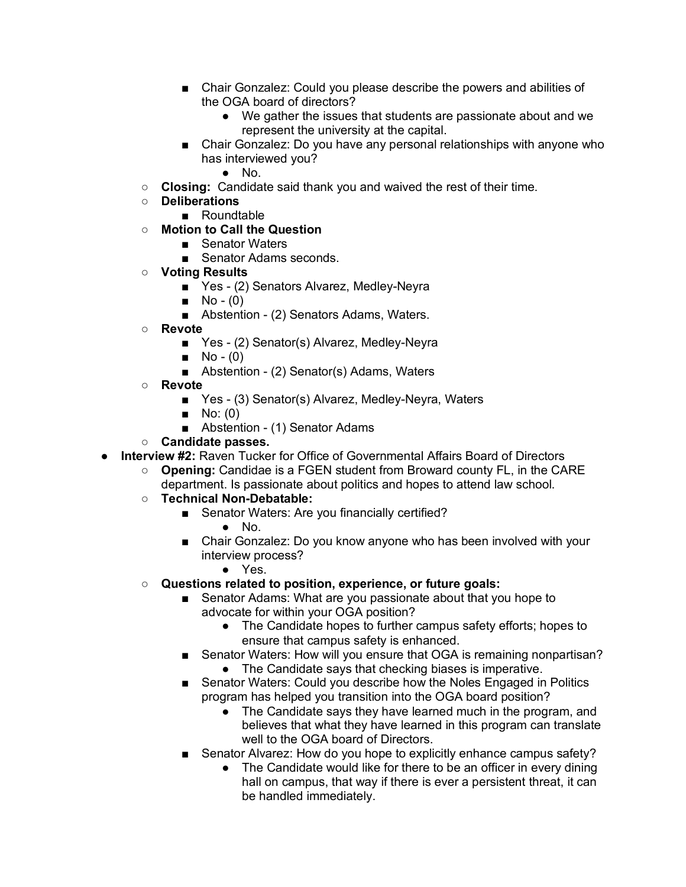- Chair Gonzalez: Could you please describe the powers and abilities of the OGA board of directors?
            - We gather the issues that students are passionate about and we represent the university at the capital.
        - Chair Gonzalez: Do you have any personal relationships with anyone who has interviewed you?
            - No.
    - **Closing:** Candidate said thank you and waived the rest of their time.
    - **Deliberations**
        - Roundtable
    - **Motion to Call the Question**
        - Senator Waters
        - Senator Adams seconds.
    - **Voting Results**
        - Yes - (2) Senators Alvarez, Medley-Neyra
        - No - (0)
        - Abstention - (2) Senators Adams, Waters.
    - **Revote**
        - Yes - (2) Senator(s) Alvarez, Medley-Neyra
        - No - (0)
        - Abstention - (2) Senator(s) Adams, Waters
    - **Revote**
        - Yes - (3) Senator(s) Alvarez, Medley-Neyra, Waters
        - No: (0)
        - Abstention - (1) Senator Adams
    - **Candidate passes.**
- **Interview #2:** Raven Tucker for Office of Governmental Affairs Board of Directors
    - **Opening:** Candidae is a FGEN student from Broward county FL, in the CARE department. Is passionate about politics and hopes to attend law school.
    - **Technical Non-Debatable:**
        - Senator Waters: Are you financially certified?
            - No.
        - Chair Gonzalez: Do you know anyone who has been involved with your interview process?
            - Yes.
    - **Questions related to position, experience, or future goals:**
        - Senator Adams: What are you passionate about that you hope to advocate for within your OGA position?
            - The Candidate hopes to further campus safety efforts; hopes to ensure that campus safety is enhanced.
        - Senator Waters: How will you ensure that OGA is remaining nonpartisan?
            - The Candidate says that checking biases is imperative.
        - Senator Waters: Could you describe how the Noles Engaged in Politics program has helped you transition into the OGA board position?
            - The Candidate says they have learned much in the program, and believes that what they have learned in this program can translate well to the OGA board of Directors.
        - Senator Alvarez: How do you hope to explicitly enhance campus safety?
            - The Candidate would like for there to be an officer in every dining hall on campus, that way if there is ever a persistent threat, it can be handled immediately.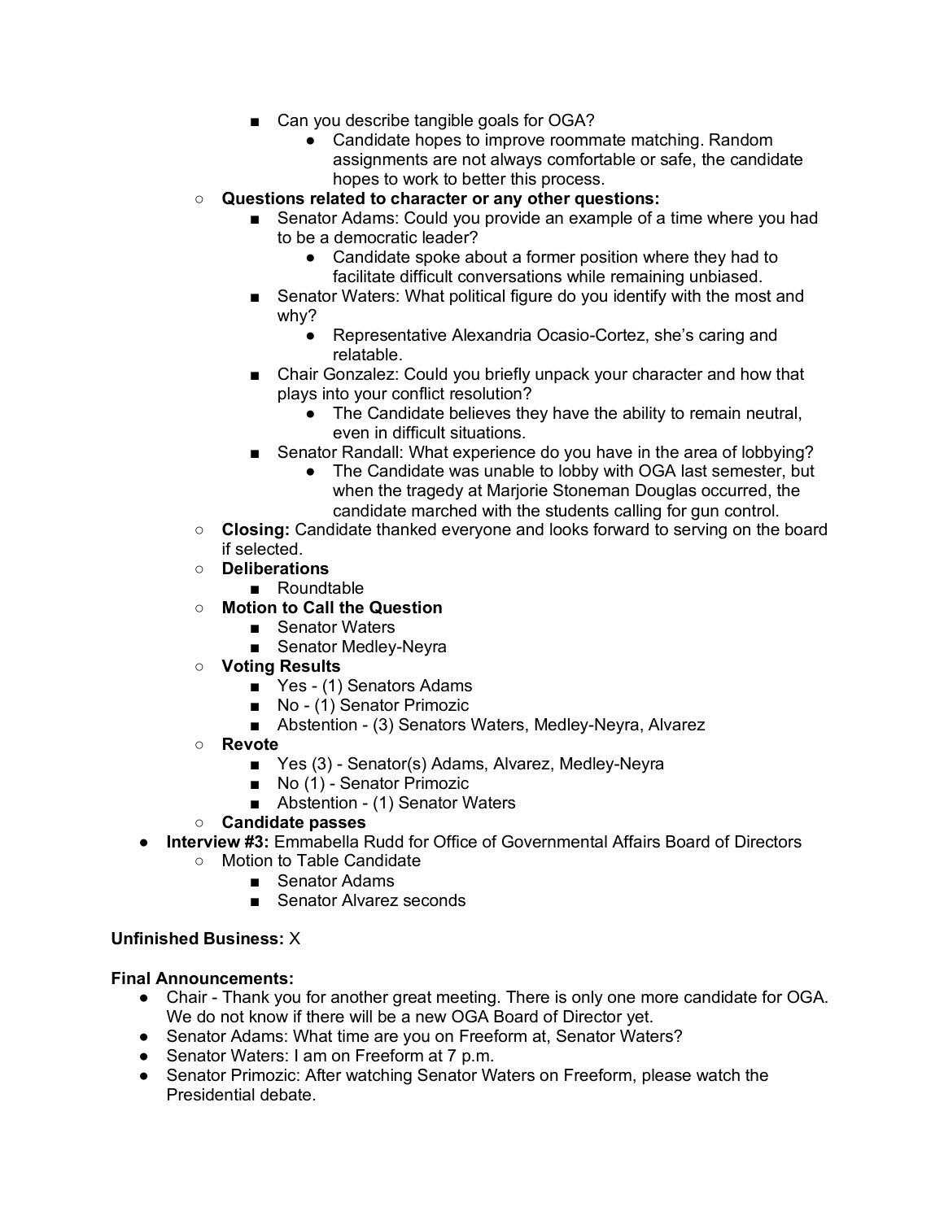- Can you describe tangible goals for OGA?
  - Candidate hopes to improve roommate matching. Random assignments are not always comfortable or safe, the candidate hopes to work to better this process.
- **Questions related to character or any other questions:**
  - Senator Adams: Could you provide an example of a time where you had to be a democratic leader?
    - Candidate spoke about a former position where they had to facilitate difficult conversations while remaining unbiased.
  - Senator Waters: What political figure do you identify with the most and why?
    - Representative Alexandria Ocasio-Cortez, she's caring and relatable.
  - Chair Gonzalez: Could you briefly unpack your character and how that plays into your conflict resolution?
    - The Candidate believes they have the ability to remain neutral, even in difficult situations.
  - Senator Randall: What experience do you have in the area of lobbying?
    - The Candidate was unable to lobby with OGA last semester, but when the tragedy at Marjorie Stoneman Douglas occurred, the candidate marched with the students calling for gun control.
- **Closing:** Candidate thanked everyone and looks forward to serving on the board if selected.
- **Deliberations**
  - Roundtable
- **Motion to Call the Question**
  - Senator Waters
  - Senator Medley-Neyra
- **Voting Results**
  - Yes - (1) Senators Adams
  - No - (1) Senator Primozic
  - Abstention - (3) Senators Waters, Medley-Neyra, Alvarez
- **Revote**
  - Yes (3) - Senator(s) Adams, Alvarez, Medley-Neyra
  - No (1) - Senator Primozic
  - Abstention - (1) Senator Waters
- **Candidate passes**

- **Interview #3:** Emmabella Rudd for Office of Governmental Affairs Board of Directors
  - Motion to Table Candidate
    - Senator Adams
    - Senator Alvarez seconds

**Unfinished Business:** X

**Final Announcements:**

- Chair - Thank you for another great meeting. There is only one more candidate for OGA. We do not know if there will be a new OGA Board of Director yet.
- Senator Adams: What time are you on Freeform at, Senator Waters?
- Senator Waters: I am on Freeform at 7 p.m.
- Senator Primozic: After watching Senator Waters on Freeform, please watch the Presidential debate.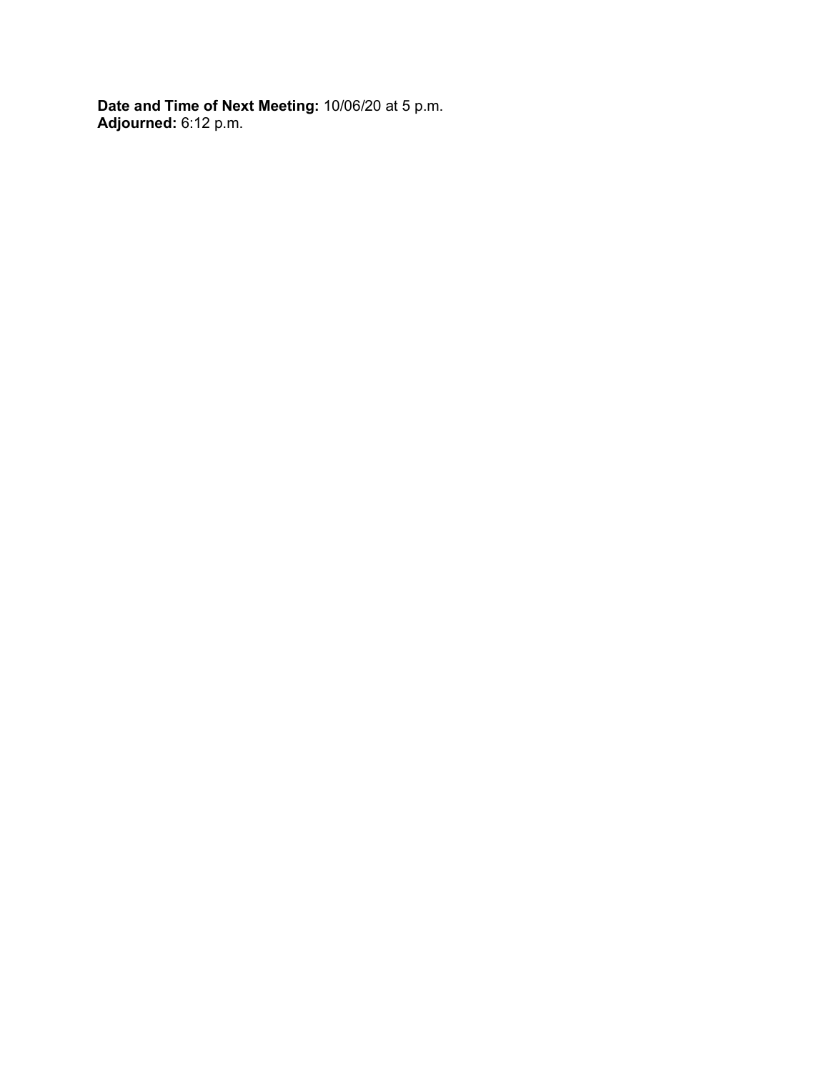**Date and Time of Next Meeting:** 10/06/20 at 5 p.m.
**Adjourned:** 6:12 p.m.